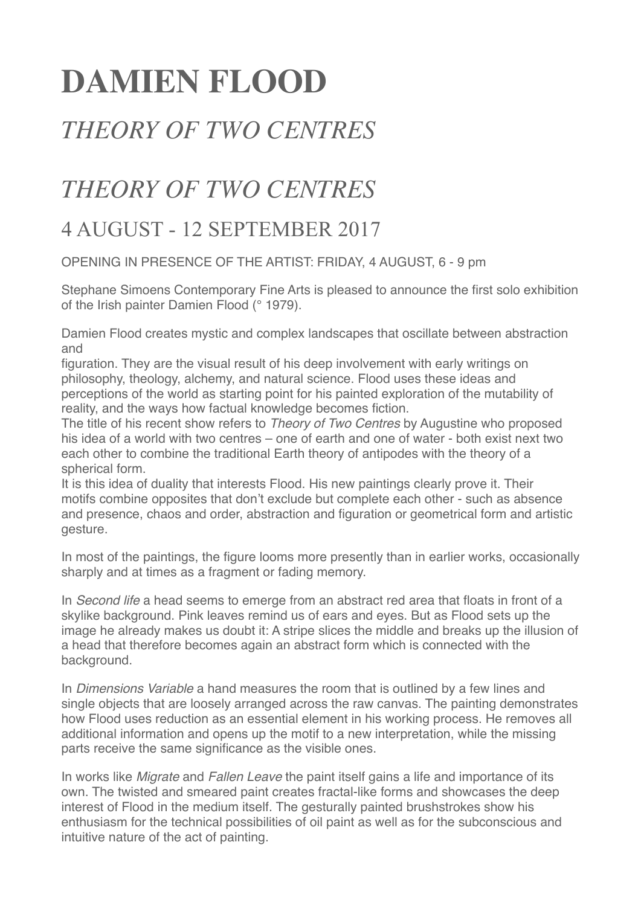# DAMIEN FLOOD

## *THEORY OF TWO CENTRES*

## *THEORY OF TWO CENTRES*

### 4 AUGUST - 12 SEPTEMBER 2017

OPENING IN PRESENCE OF THE ARTIST: FRIDAY, 4 AUGUST, 6 - 9 pm

Stephane Simoens Contemporary Fine Arts is pleased to announce the first solo exhibition of the Irish painter Damien Flood (° 1979).

Damien Flood creates mystic and complex landscapes that oscillate between abstraction and figuration. They are the visual result of his deep involvement with early writings on philosophy, theology, alchemy, and natural science. Flood uses these ideas and perceptions of the world as starting point for his painted exploration of the mutability of reality, and the ways how factual knowledge becomes fiction.
The title of his recent show refers to *Theory of Two Centres* by Augustine who proposed his idea of a world with two centres – one of earth and one of water - both exist next two each other to combine the traditional Earth theory of antipodes with the theory of a spherical form.
It is this idea of duality that interests Flood. His new paintings clearly prove it. Their motifs combine opposites that don't exclude but complete each other - such as absence and presence, chaos and order, abstraction and figuration or geometrical form and artistic gesture.

In most of the paintings, the figure looms more presently than in earlier works, occasionally sharply and at times as a fragment or fading memory.

In *Second life* a head seems to emerge from an abstract red area that floats in front of a skylike background. Pink leaves remind us of ears and eyes. But as Flood sets up the image he already makes us doubt it: A stripe slices the middle and breaks up the illusion of a head that therefore becomes again an abstract form which is connected with the background.

In *Dimensions Variable* a hand measures the room that is outlined by a few lines and single objects that are loosely arranged across the raw canvas. The painting demonstrates how Flood uses reduction as an essential element in his working process. He removes all additional information and opens up the motif to a new interpretation, while the missing parts receive the same significance as the visible ones.

In works like *Migrate* and *Fallen Leave* the paint itself gains a life and importance of its own. The twisted and smeared paint creates fractal-like forms and showcases the deep interest of Flood in the medium itself. The gesturally painted brushstrokes show his enthusiasm for the technical possibilities of oil paint as well as for the subconscious and intuitive nature of the act of painting.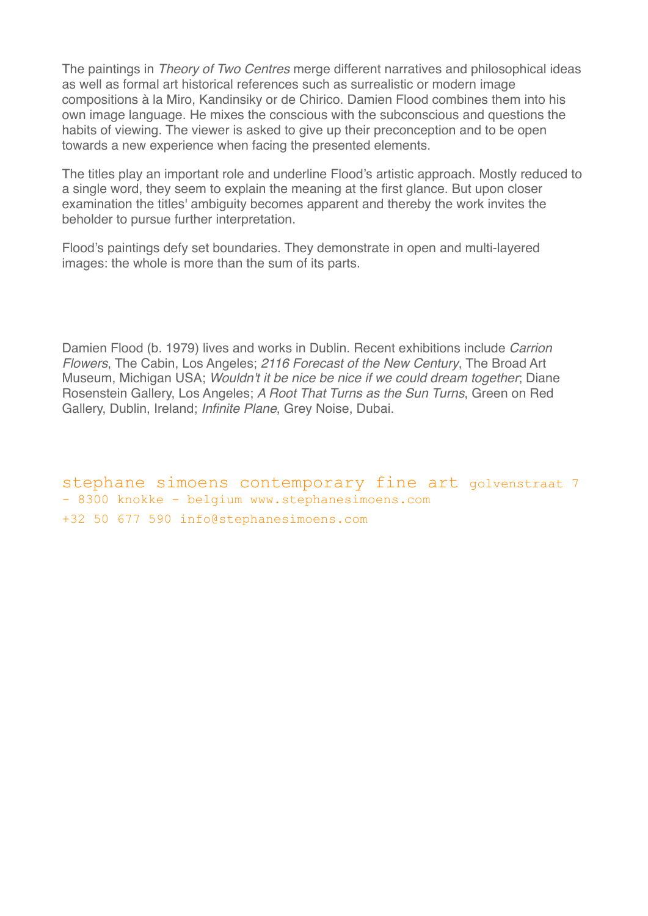The paintings in *Theory of Two Centres* merge different narratives and philosophical ideas as well as formal art historical references such as surrealistic or modern image compositions à la Miro, Kandinsiky or de Chirico. Damien Flood combines them into his own image language. He mixes the conscious with the subconscious and questions the habits of viewing. The viewer is asked to give up their preconception and to be open towards a new experience when facing the presented elements.

The titles play an important role and underline Flood's artistic approach. Mostly reduced to a single word, they seem to explain the meaning at the first glance. But upon closer examination the titles' ambiguity becomes apparent and thereby the work invites the beholder to pursue further interpretation.

Flood's paintings defy set boundaries. They demonstrate in open and multi-layered images: the whole is more than the sum of its parts.

Damien Flood (b. 1979) lives and works in Dublin. Recent exhibitions include *Carrion Flowers*, The Cabin, Los Angeles; *2116 Forecast of the New Century*, The Broad Art Museum, Michigan USA; *Wouldn't it be nice be nice if we could dream together*; Diane Rosenstein Gallery, Los Angeles; *A Root That Turns as the Sun Turns*, Green on Red Gallery, Dublin, Ireland; *Infinite Plane*, Grey Noise, Dubai.

stephane simoens contemporary fine art golvenstraat 7 - 8300 knokke - belgium www.stephanesimoens.com
+32 50 677 590 info@stephanesimoens.com